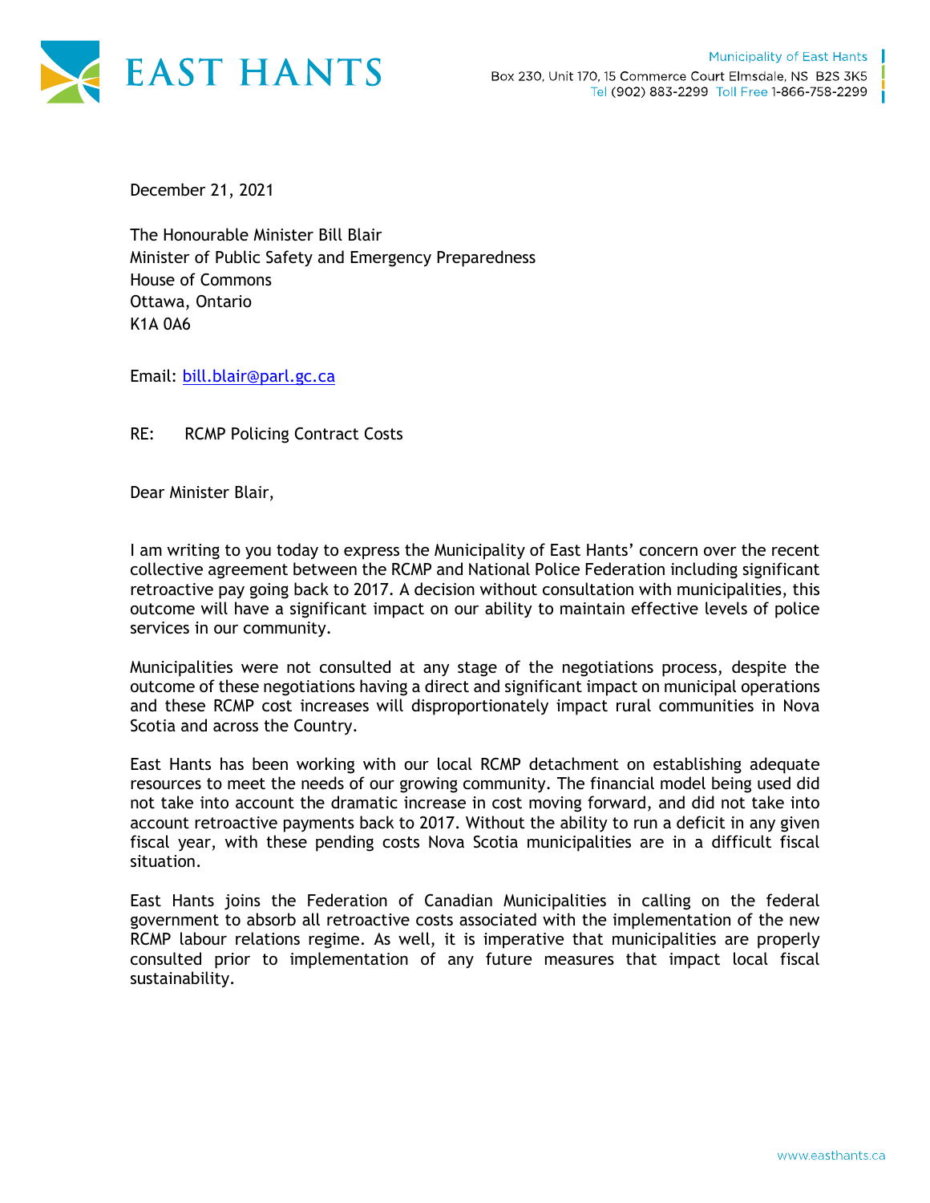# EAST HANTS

Municipality of East Hants
Box 230, Unit 170, 15 Commerce Court Elmsdale, NS B2S 3K5
Tel (902) 883-2299 Toll Free 1-866-758-2299

December 21, 2021

The Honourable Minister Bill Blair
Minister of Public Safety and Emergency Preparedness
House of Commons
Ottawa, Ontario
K1A 0A6

Email: bill.blair@parl.gc.ca

RE: RCMP Policing Contract Costs

Dear Minister Blair,

I am writing to you today to express the Municipality of East Hants' concern over the recent collective agreement between the RCMP and National Police Federation including significant retroactive pay going back to 2017. A decision without consultation with municipalities, this outcome will have a significant impact on our ability to maintain effective levels of police services in our community.

Municipalities were not consulted at any stage of the negotiations process, despite the outcome of these negotiations having a direct and significant impact on municipal operations and these RCMP cost increases will disproportionately impact rural communities in Nova Scotia and across the Country.

East Hants has been working with our local RCMP detachment on establishing adequate resources to meet the needs of our growing community. The financial model being used did not take into account the dramatic increase in cost moving forward, and did not take into account retroactive payments back to 2017. Without the ability to run a deficit in any given fiscal year, with these pending costs Nova Scotia municipalities are in a difficult fiscal situation.

East Hants joins the Federation of Canadian Municipalities in calling on the federal government to absorb all retroactive costs associated with the implementation of the new RCMP labour relations regime. As well, it is imperative that municipalities are properly consulted prior to implementation of any future measures that impact local fiscal sustainability.

www.easthants.ca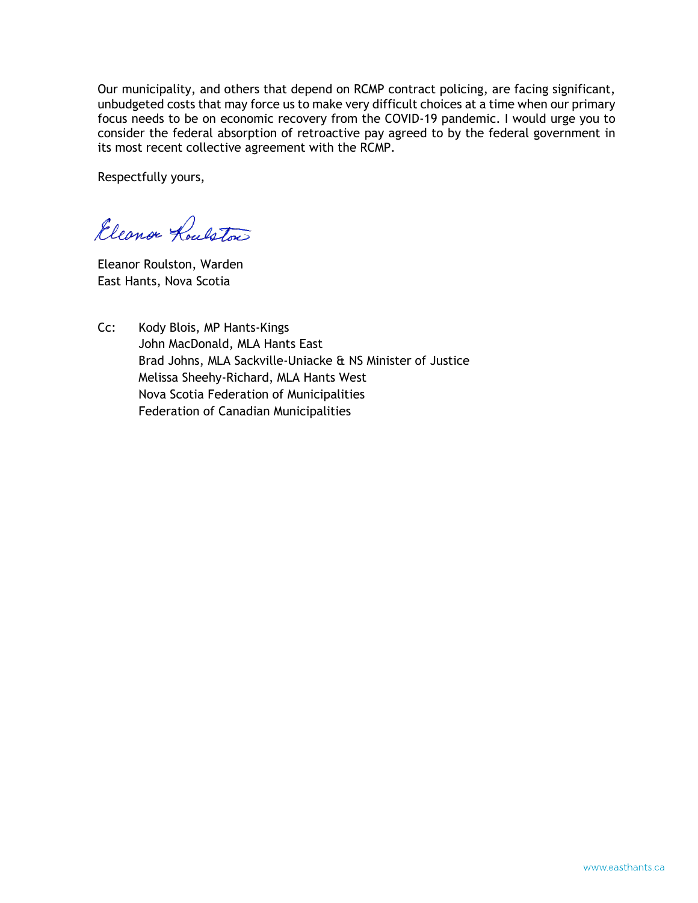Our municipality, and others that depend on RCMP contract policing, are facing significant, unbudgeted costs that may force us to make very difficult choices at a time when our primary focus needs to be on economic recovery from the COVID-19 pandemic. I would urge you to consider the federal absorption of retroactive pay agreed to by the federal government in its most recent collective agreement with the RCMP.

Respectfully yours,

Eleanor Roulston

Eleanor Roulston, Warden
East Hants, Nova Scotia

Cc: Kody Blois, MP Hants-Kings
John MacDonald, MLA Hants East
Brad Johns, MLA Sackville-Uniacke & NS Minister of Justice
Melissa Sheehy-Richard, MLA Hants West
Nova Scotia Federation of Municipalities
Federation of Canadian Municipalities